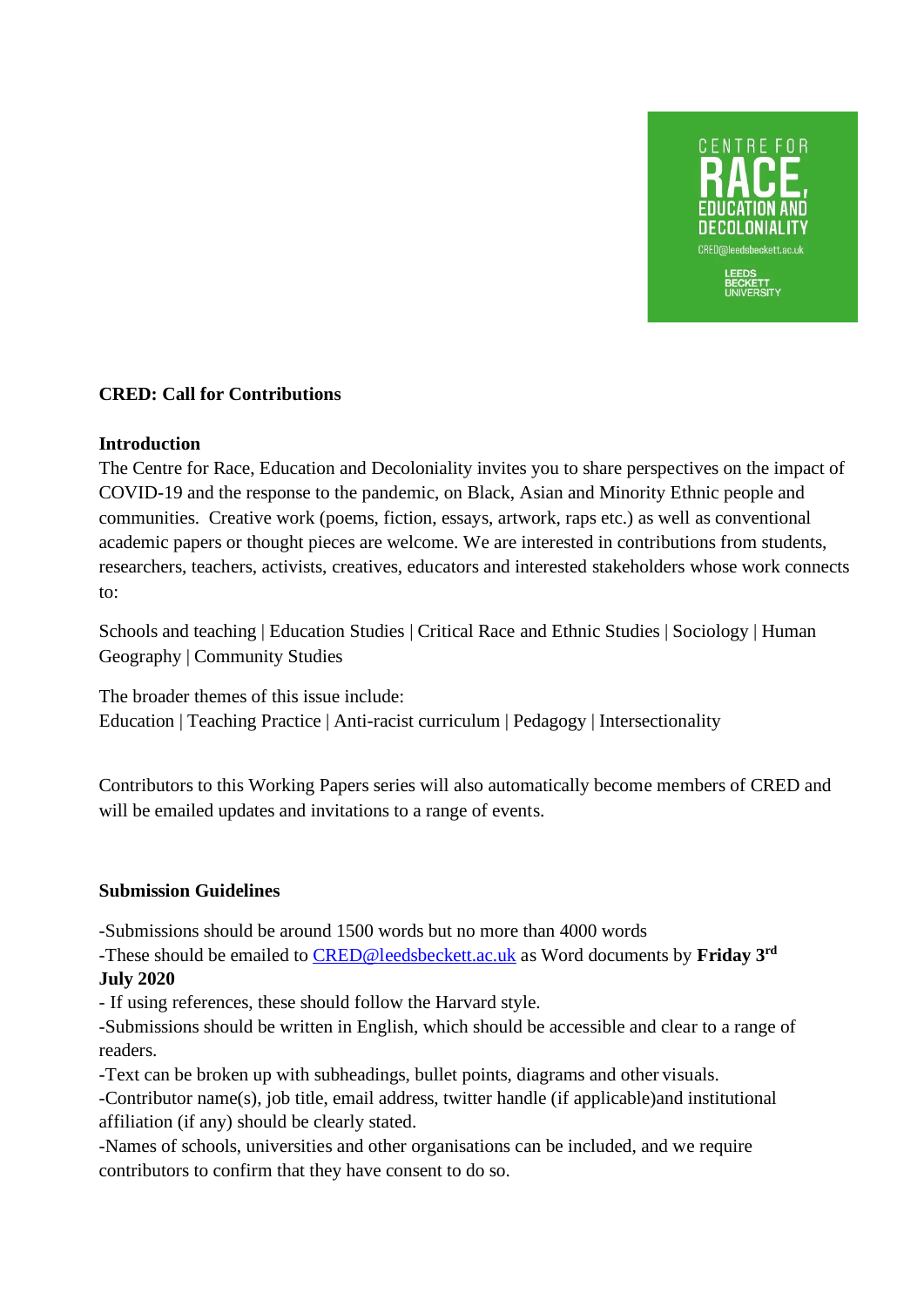CENTRE FOR RACE, EDUCATION AND DECOLONIALITY

CRED@leedsbeckett.ac.uk

LEEDS BECKETT UNIVERSITY

**CRED: Call for Contributions**

**Introduction**

The Centre for Race, Education and Decoloniality invites you to share perspectives on the impact of COVID-19 and the response to the pandemic, on Black, Asian and Minority Ethnic people and communities. Creative work (poems, fiction, essays, artwork, raps etc.) as well as conventional academic papers or thought pieces are welcome. We are interested in contributions from students, researchers, teachers, activists, creatives, educators and interested stakeholders whose work connects to:

Schools and teaching | Education Studies | Critical Race and Ethnic Studies | Sociology | Human Geography | Community Studies

The broader themes of this issue include:
Education | Teaching Practice | Anti-racist curriculum | Pedagogy | Intersectionality

Contributors to this Working Papers series will also automatically become members of CRED and will be emailed updates and invitations to a range of events.

**Submission Guidelines**

-Submissions should be around 1500 words but no more than 4000 words
-These should be emailed to CRED@leedsbeckett.ac.uk as Word documents by **Friday 3rd July 2020**
- If using references, these should follow the Harvard style.
-Submissions should be written in English, which should be accessible and clear to a range of readers.
-Text can be broken up with subheadings, bullet points, diagrams and other visuals.
-Contributor name(s), job title, email address, twitter handle (if applicable)and institutional affiliation (if any) should be clearly stated.
-Names of schools, universities and other organisations can be included, and we require contributors to confirm that they have consent to do so.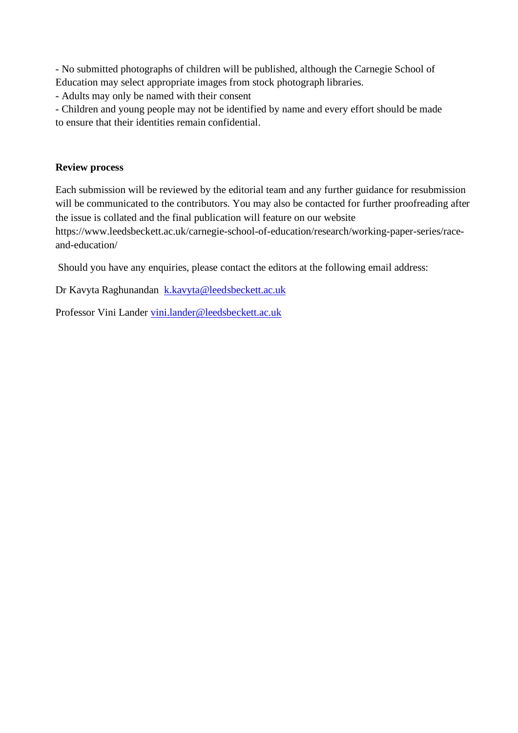- No submitted photographs of children will be published, although the Carnegie School of Education may select appropriate images from stock photograph libraries.
- Adults may only be named with their consent
- Children and young people may not be identified by name and every effort should be made to ensure that their identities remain confidential.

**Review process**

Each submission will be reviewed by the editorial team and any further guidance for resubmission will be communicated to the contributors. You may also be contacted for further proofreading after the issue is collated and the final publication will feature on our website https://www.leedsbeckett.ac.uk/carnegie-school-of-education/research/working-paper-series/race-and-education/

Should you have any enquiries, please contact the editors at the following email address:

Dr Kavyta Raghunandan k.kavyta@leedsbeckett.ac.uk

Professor Vini Lander vini.lander@leedsbeckett.ac.uk